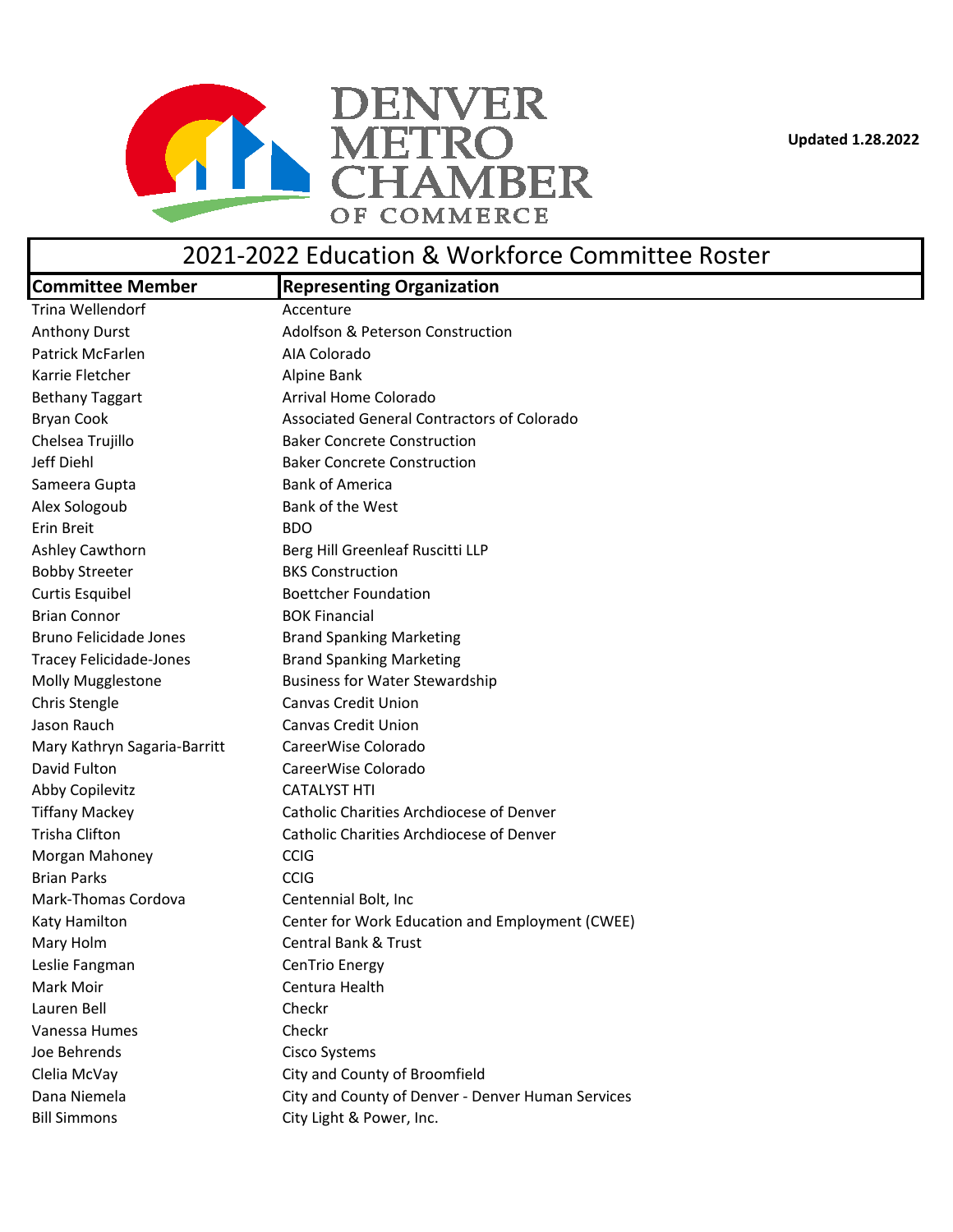DENVER METRO CHAMBER OF COMMERCE

Updated 1.28.2022

# 2021-2022 Education & Workforce Committee Roster

| Committee Member | Representing Organization |
|---|---|
| Trina Wellendorf | Accenture |
| Anthony Durst | Adolfson & Peterson Construction |
| Patrick McFarlen | AIA Colorado |
| Karrie Fletcher | Alpine Bank |
| Bethany Taggart | Arrival Home Colorado |
| Bryan Cook | Associated General Contractors of Colorado |
| Chelsea Trujillo | Baker Concrete Construction |
| Jeff Diehl | Baker Concrete Construction |
| Sameera Gupta | Bank of America |
| Alex Sologoub | Bank of the West |
| Erin Breit | BDO |
| Ashley Cawthorn | Berg Hill Greenleaf Ruscitti LLP |
| Bobby Streeter | BKS Construction |
| Curtis Esquibel | Boettcher Foundation |
| Brian Connor | BOK Financial |
| Bruno Felicidade Jones | Brand Spanking Marketing |
| Tracey Felicidade-Jones | Brand Spanking Marketing |
| Molly Mugglestone | Business for Water Stewardship |
| Chris Stengle | Canvas Credit Union |
| Jason Rauch | Canvas Credit Union |
| Mary Kathryn Sagaria-Barritt | CareerWise Colorado |
| David Fulton | CareerWise Colorado |
| Abby Copilevitz | CATALYST HTI |
| Tiffany Mackey | Catholic Charities Archdiocese of Denver |
| Trisha Clifton | Catholic Charities Archdiocese of Denver |
| Morgan Mahoney | CCIG |
| Brian Parks | CCIG |
| Mark-Thomas Cordova | Centennial Bolt, Inc |
| Katy Hamilton | Center for Work Education and Employment (CWEE) |
| Mary Holm | Central Bank & Trust |
| Leslie Fangman | CenTrio Energy |
| Mark Moir | Centura Health |
| Lauren Bell | Checkr |
| Vanessa Humes | Checkr |
| Joe Behrends | Cisco Systems |
| Clelia McVay | City and County of Broomfield |
| Dana Niemela | City and County of Denver - Denver Human Services |
| Bill Simmons | City Light & Power, Inc. |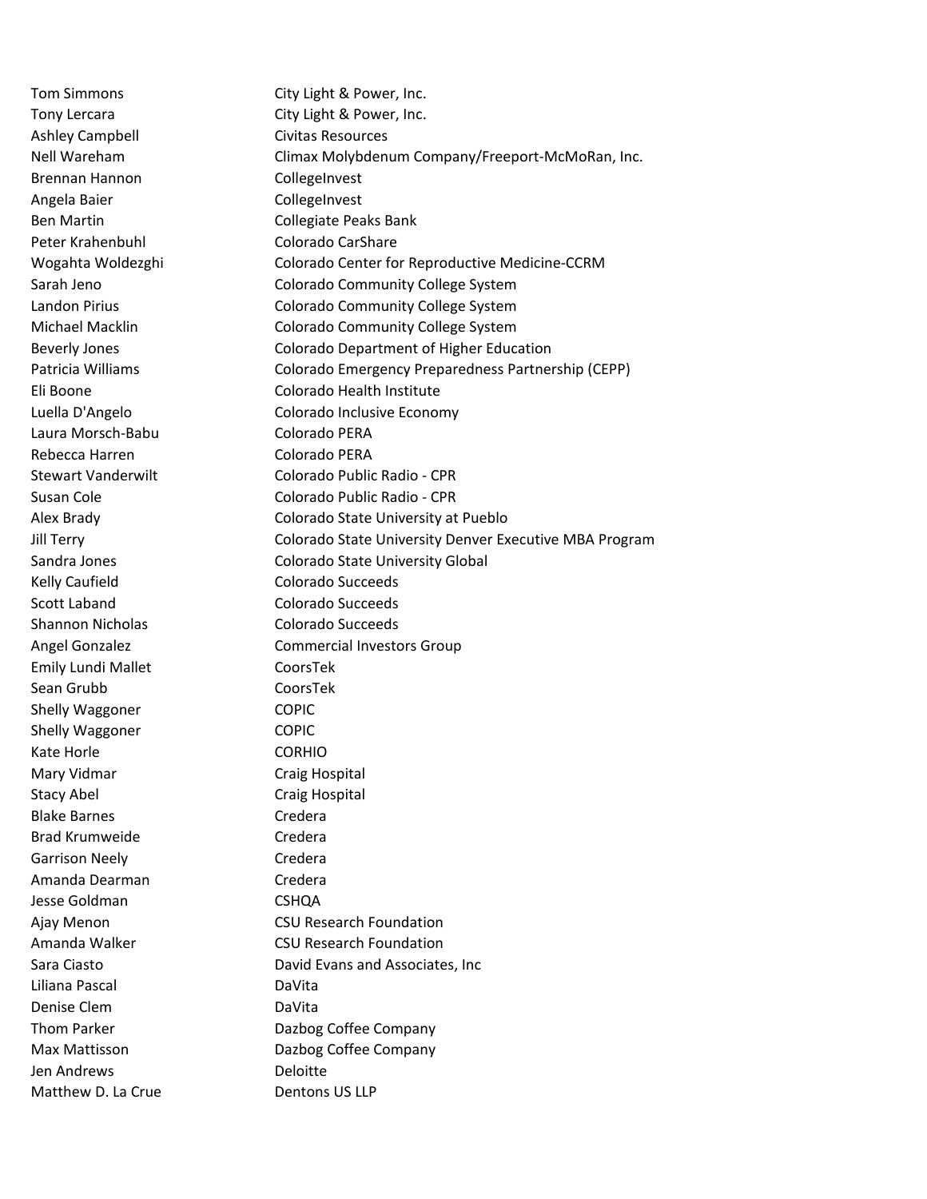| | |
|---|---|
| Tom Simmons | City Light & Power, Inc. |
| Tony Lercara | City Light & Power, Inc. |
| Ashley Campbell | Civitas Resources |
| Nell Wareham | Climax Molybdenum Company/Freeport-McMoRan, Inc. |
| Brennan Hannon | CollegeInvest |
| Angela Baier | CollegeInvest |
| Ben Martin | Collegiate Peaks Bank |
| Peter Krahenbuhl | Colorado CarShare |
| Wogahta Woldezghi | Colorado Center for Reproductive Medicine-CCRM |
| Sarah Jeno | Colorado Community College System |
| Landon Pirius | Colorado Community College System |
| Michael Macklin | Colorado Community College System |
| Beverly Jones | Colorado Department of Higher Education |
| Patricia Williams | Colorado Emergency Preparedness Partnership (CEPP) |
| Eli Boone | Colorado Health Institute |
| Luella D'Angelo | Colorado Inclusive Economy |
| Laura Morsch-Babu | Colorado PERA |
| Rebecca Harren | Colorado PERA |
| Stewart Vanderwilt | Colorado Public Radio - CPR |
| Susan Cole | Colorado Public Radio - CPR |
| Alex Brady | Colorado State University at Pueblo |
| Jill Terry | Colorado State University Denver Executive MBA Program |
| Sandra Jones | Colorado State University Global |
| Kelly Caufield | Colorado Succeeds |
| Scott Laband | Colorado Succeeds |
| Shannon Nicholas | Colorado Succeeds |
| Angel Gonzalez | Commercial Investors Group |
| Emily Lundi Mallet | CoorsTek |
| Sean Grubb | CoorsTek |
| Shelly Waggoner | COPIC |
| Shelly Waggoner | COPIC |
| Kate Horle | CORHIO |
| Mary Vidmar | Craig Hospital |
| Stacy Abel | Craig Hospital |
| Blake Barnes | Credera |
| Brad Krumweide | Credera |
| Garrison Neely | Credera |
| Amanda Dearman | Credera |
| Jesse Goldman | CSHQA |
| Ajay Menon | CSU Research Foundation |
| Amanda Walker | CSU Research Foundation |
| Sara Ciasto | David Evans and Associates, Inc |
| Liliana Pascal | DaVita |
| Denise Clem | DaVita |
| Thom Parker | Dazbog Coffee Company |
| Max Mattisson | Dazbog Coffee Company |
| Jen Andrews | Deloitte |
| Matthew D. La Crue | Dentons US LLP |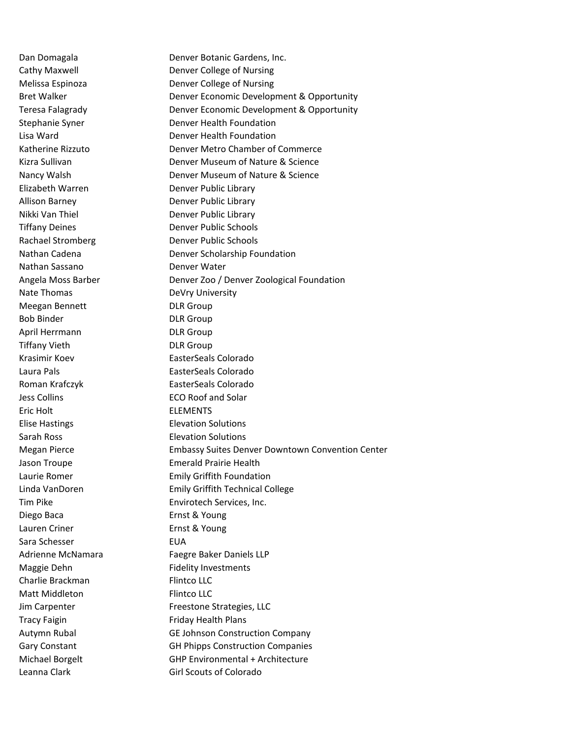| | |
|---|---|
| Dan Domagala | Denver Botanic Gardens, Inc. |
| Cathy Maxwell | Denver College of Nursing |
| Melissa Espinoza | Denver College of Nursing |
| Bret Walker | Denver Economic Development & Opportunity |
| Teresa Falagrady | Denver Economic Development & Opportunity |
| Stephanie Syner | Denver Health Foundation |
| Lisa Ward | Denver Health Foundation |
| Katherine Rizzuto | Denver Metro Chamber of Commerce |
| Kizra Sullivan | Denver Museum of Nature & Science |
| Nancy Walsh | Denver Museum of Nature & Science |
| Elizabeth Warren | Denver Public Library |
| Allison Barney | Denver Public Library |
| Nikki Van Thiel | Denver Public Library |
| Tiffany Deines | Denver Public Schools |
| Rachael Stromberg | Denver Public Schools |
| Nathan Cadena | Denver Scholarship Foundation |
| Nathan Sassano | Denver Water |
| Angela Moss Barber | Denver Zoo / Denver Zoological Foundation |
| Nate Thomas | DeVry University |
| Meegan Bennett | DLR Group |
| Bob Binder | DLR Group |
| April Herrmann | DLR Group |
| Tiffany Vieth | DLR Group |
| Krasimir Koev | EasterSeals Colorado |
| Laura Pals | EasterSeals Colorado |
| Roman Krafczyk | EasterSeals Colorado |
| Jess Collins | ECO Roof and Solar |
| Eric Holt | ELEMENTS |
| Elise Hastings | Elevation Solutions |
| Sarah Ross | Elevation Solutions |
| Megan Pierce | Embassy Suites Denver Downtown Convention Center |
| Jason Troupe | Emerald Prairie Health |
| Laurie Romer | Emily Griffith Foundation |
| Linda VanDoren | Emily Griffith Technical College |
| Tim Pike | Envirotech Services, Inc. |
| Diego Baca | Ernst & Young |
| Lauren Criner | Ernst & Young |
| Sara Schesser | EUA |
| Adrienne McNamara | Faegre Baker Daniels LLP |
| Maggie Dehn | Fidelity Investments |
| Charlie Brackman | Flintco LLC |
| Matt Middleton | Flintco LLC |
| Jim Carpenter | Freestone Strategies, LLC |
| Tracy Faigin | Friday Health Plans |
| Autymn Rubal | GE Johnson Construction Company |
| Gary Constant | GH Phipps Construction Companies |
| Michael Borgelt | GHP Environmental + Architecture |
| Leanna Clark | Girl Scouts of Colorado |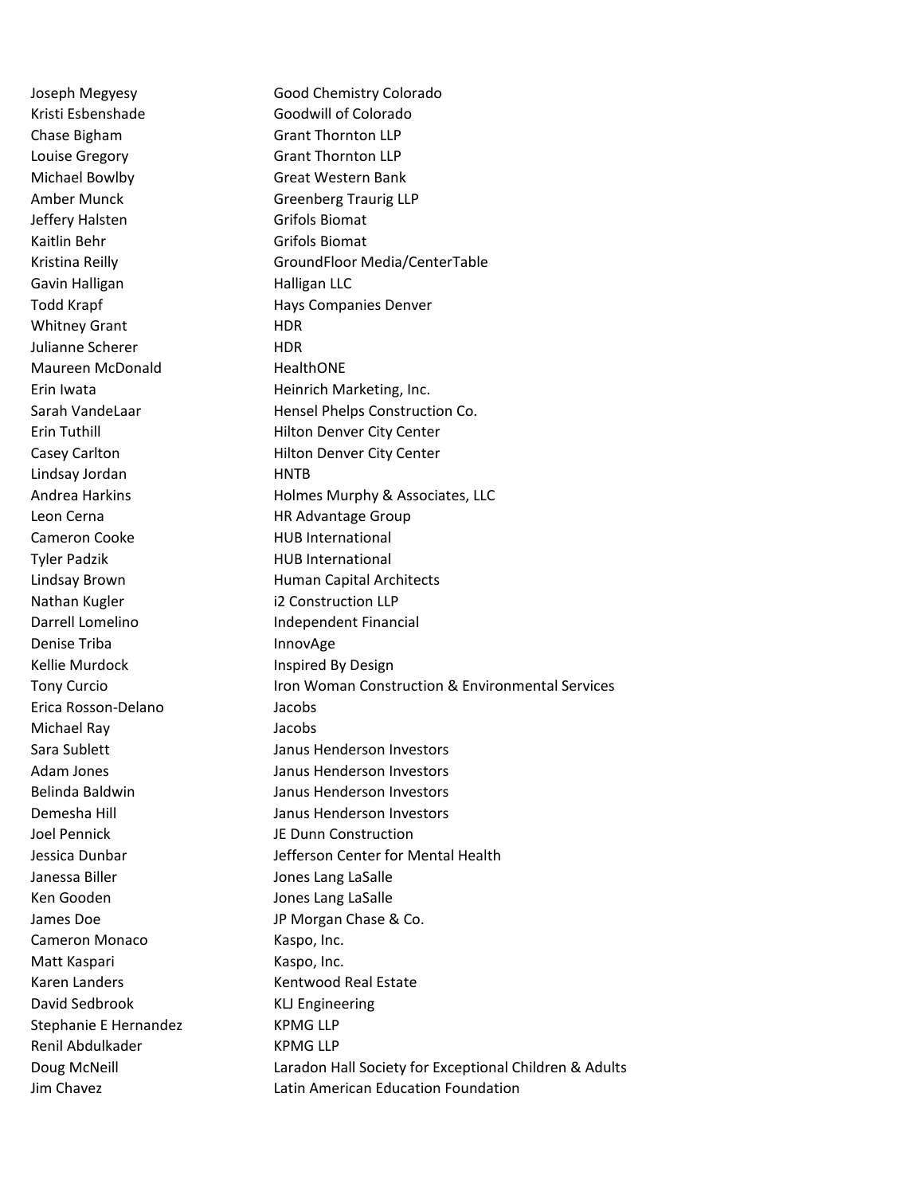| | |
|---|---|
| Joseph Megyesy | Good Chemistry Colorado |
| Kristi Esbenshade | Goodwill of Colorado |
| Chase Bigham | Grant Thornton LLP |
| Louise Gregory | Grant Thornton LLP |
| Michael Bowlby | Great Western Bank |
| Amber Munck | Greenberg Traurig LLP |
| Jeffery Halsten | Grifols Biomat |
| Kaitlin Behr | Grifols Biomat |
| Kristina Reilly | GroundFloor Media/CenterTable |
| Gavin Halligan | Halligan LLC |
| Todd Krapf | Hays Companies Denver |
| Whitney Grant | HDR |
| Julianne Scherer | HDR |
| Maureen McDonald | HealthONE |
| Erin Iwata | Heinrich Marketing, Inc. |
| Sarah VandeLaar | Hensel Phelps Construction Co. |
| Erin Tuthill | Hilton Denver City Center |
| Casey Carlton | Hilton Denver City Center |
| Lindsay Jordan | HNTB |
| Andrea Harkins | Holmes Murphy & Associates, LLC |
| Leon Cerna | HR Advantage Group |
| Cameron Cooke | HUB International |
| Tyler Padzik | HUB International |
| Lindsay Brown | Human Capital Architects |
| Nathan Kugler | i2 Construction LLP |
| Darrell Lomelino | Independent Financial |
| Denise Triba | InnovAge |
| Kellie Murdock | Inspired By Design |
| Tony Curcio | Iron Woman Construction & Environmental Services |
| Erica Rosson-Delano | Jacobs |
| Michael Ray | Jacobs |
| Sara Sublett | Janus Henderson Investors |
| Adam Jones | Janus Henderson Investors |
| Belinda Baldwin | Janus Henderson Investors |
| Demesha Hill | Janus Henderson Investors |
| Joel Pennick | JE Dunn Construction |
| Jessica Dunbar | Jefferson Center for Mental Health |
| Janessa Biller | Jones Lang LaSalle |
| Ken Gooden | Jones Lang LaSalle |
| James Doe | JP Morgan Chase & Co. |
| Cameron Monaco | Kaspo, Inc. |
| Matt Kaspari | Kaspo, Inc. |
| Karen Landers | Kentwood Real Estate |
| David Sedbrook | KLJ Engineering |
| Stephanie E Hernandez | KPMG LLP |
| Renil Abdulkader | KPMG LLP |
| Doug McNeill | Laradon Hall Society for Exceptional Children & Adults |
| Jim Chavez | Latin American Education Foundation |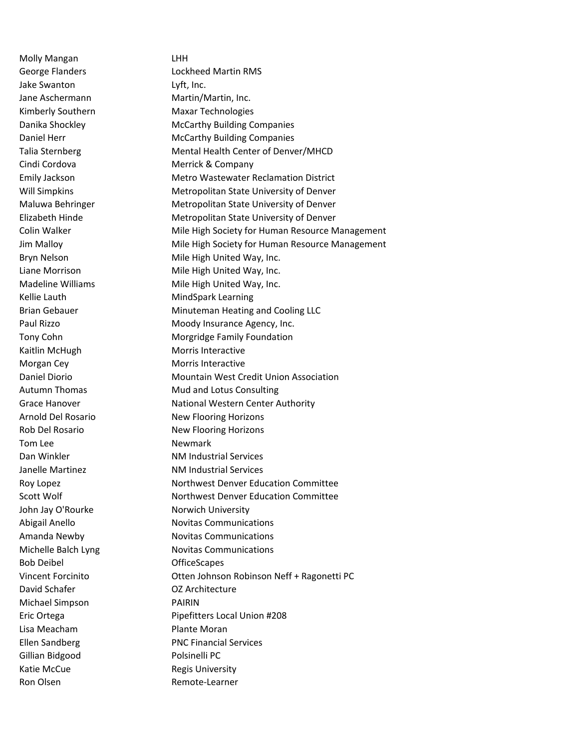| | |
|---|---|
| Molly Mangan | LHH |
| George Flanders | Lockheed Martin RMS |
| Jake Swanton | Lyft, Inc. |
| Jane Aschermann | Martin/Martin, Inc. |
| Kimberly Southern | Maxar Technologies |
| Danika Shockley | McCarthy Building Companies |
| Daniel Herr | McCarthy Building Companies |
| Talia Sternberg | Mental Health Center of Denver/MHCD |
| Cindi Cordova | Merrick & Company |
| Emily Jackson | Metro Wastewater Reclamation District |
| Will Simpkins | Metropolitan State University of Denver |
| Maluwa Behringer | Metropolitan State University of Denver |
| Elizabeth Hinde | Metropolitan State University of Denver |
| Colin Walker | Mile High Society for Human Resource Management |
| Jim Malloy | Mile High Society for Human Resource Management |
| Bryn Nelson | Mile High United Way, Inc. |
| Liane Morrison | Mile High United Way, Inc. |
| Madeline Williams | Mile High United Way, Inc. |
| Kellie Lauth | MindSpark Learning |
| Brian Gebauer | Minuteman Heating and Cooling LLC |
| Paul Rizzo | Moody Insurance Agency, Inc. |
| Tony Cohn | Morgridge Family Foundation |
| Kaitlin McHugh | Morris Interactive |
| Morgan Cey | Morris Interactive |
| Daniel Diorio | Mountain West Credit Union Association |
| Autumn Thomas | Mud and Lotus Consulting |
| Grace Hanover | National Western Center Authority |
| Arnold Del Rosario | New Flooring Horizons |
| Rob Del Rosario | New Flooring Horizons |
| Tom Lee | Newmark |
| Dan Winkler | NM Industrial Services |
| Janelle Martinez | NM Industrial Services |
| Roy Lopez | Northwest Denver Education Committee |
| Scott Wolf | Northwest Denver Education Committee |
| John Jay O'Rourke | Norwich University |
| Abigail Anello | Novitas Communications |
| Amanda Newby | Novitas Communications |
| Michelle Balch Lyng | Novitas Communications |
| Bob Deibel | OfficeScapes |
| Vincent Forcinito | Otten Johnson Robinson Neff + Ragonetti PC |
| David Schafer | OZ Architecture |
| Michael Simpson | PAIRIN |
| Eric Ortega | Pipefitters Local Union #208 |
| Lisa Meacham | Plante Moran |
| Ellen Sandberg | PNC Financial Services |
| Gillian Bidgood | Polsinelli PC |
| Katie McCue | Regis University |
| Ron Olsen | Remote-Learner |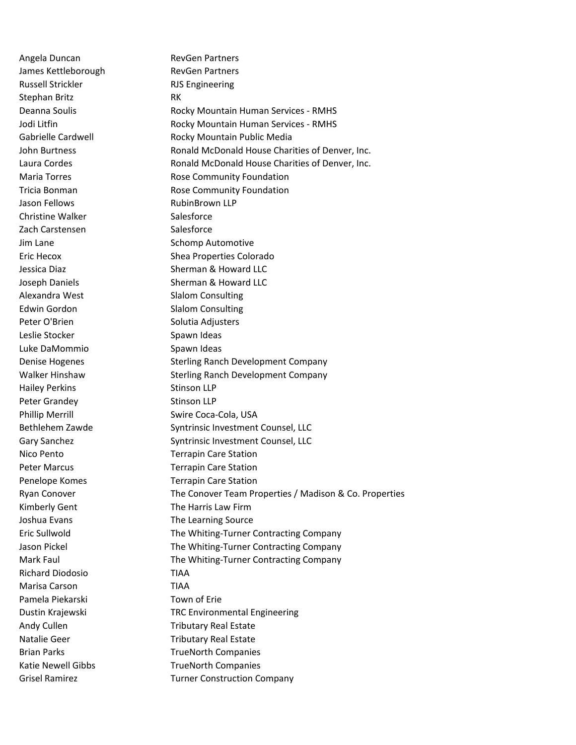| | |
|---|---|
| Angela Duncan | RevGen Partners |
| James Kettleborough | RevGen Partners |
| Russell Strickler | RJS Engineering |
| Stephan Britz | RK |
| Deanna Soulis | Rocky Mountain Human Services - RMHS |
| Jodi Litfin | Rocky Mountain Human Services - RMHS |
| Gabrielle Cardwell | Rocky Mountain Public Media |
| John Burtness | Ronald McDonald House Charities of Denver, Inc. |
| Laura Cordes | Ronald McDonald House Charities of Denver, Inc. |
| Maria Torres | Rose Community Foundation |
| Tricia Bonman | Rose Community Foundation |
| Jason Fellows | RubinBrown LLP |
| Christine Walker | Salesforce |
| Zach Carstensen | Salesforce |
| Jim Lane | Schomp Automotive |
| Eric Hecox | Shea Properties Colorado |
| Jessica Diaz | Sherman & Howard LLC |
| Joseph Daniels | Sherman & Howard LLC |
| Alexandra West | Slalom Consulting |
| Edwin Gordon | Slalom Consulting |
| Peter O'Brien | Solutia Adjusters |
| Leslie Stocker | Spawn Ideas |
| Luke DaMommio | Spawn Ideas |
| Denise Hogenes | Sterling Ranch Development Company |
| Walker Hinshaw | Sterling Ranch Development Company |
| Hailey Perkins | Stinson LLP |
| Peter Grandey | Stinson LLP |
| Phillip Merrill | Swire Coca-Cola, USA |
| Bethlehem Zawde | Syntrinsic Investment Counsel, LLC |
| Gary Sanchez | Syntrinsic Investment Counsel, LLC |
| Nico Pento | Terrapin Care Station |
| Peter Marcus | Terrapin Care Station |
| Penelope Komes | Terrapin Care Station |
| Ryan Conover | The Conover Team Properties / Madison & Co. Properties |
| Kimberly Gent | The Harris Law Firm |
| Joshua Evans | The Learning Source |
| Eric Sullwold | The Whiting-Turner Contracting Company |
| Jason Pickel | The Whiting-Turner Contracting Company |
| Mark Faul | The Whiting-Turner Contracting Company |
| Richard Diodosio | TIAA |
| Marisa Carson | TIAA |
| Pamela Piekarski | Town of Erie |
| Dustin Krajewski | TRC Environmental Engineering |
| Andy Cullen | Tributary Real Estate |
| Natalie Geer | Tributary Real Estate |
| Brian Parks | TrueNorth Companies |
| Katie Newell Gibbs | TrueNorth Companies |
| Grisel Ramirez | Turner Construction Company |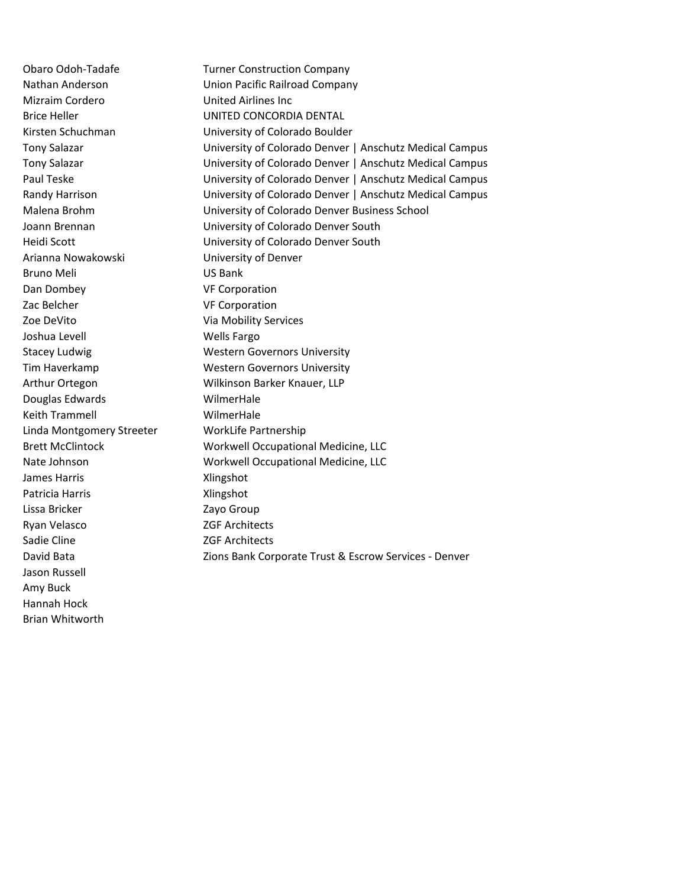| | |
|---|---|
| Obaro Odoh-Tadafe | Turner Construction Company |
| Nathan Anderson | Union Pacific Railroad Company |
| Mizraim Cordero | United Airlines Inc |
| Brice Heller | UNITED CONCORDIA DENTAL |
| Kirsten Schuchman | University of Colorado Boulder |
| Tony Salazar | University of Colorado Denver \| Anschutz Medical Campus |
| Tony Salazar | University of Colorado Denver \| Anschutz Medical Campus |
| Paul Teske | University of Colorado Denver \| Anschutz Medical Campus |
| Randy Harrison | University of Colorado Denver \| Anschutz Medical Campus |
| Malena Brohm | University of Colorado Denver Business School |
| Joann Brennan | University of Colorado Denver South |
| Heidi Scott | University of Colorado Denver South |
| Arianna Nowakowski | University of Denver |
| Bruno Meli | US Bank |
| Dan Dombey | VF Corporation |
| Zac Belcher | VF Corporation |
| Zoe DeVito | Via Mobility Services |
| Joshua Levell | Wells Fargo |
| Stacey Ludwig | Western Governors University |
| Tim Haverkamp | Western Governors University |
| Arthur Ortegon | Wilkinson Barker Knauer, LLP |
| Douglas Edwards | WilmerHale |
| Keith Trammell | WilmerHale |
| Linda Montgomery Streeter | WorkLife Partnership |
| Brett McClintock | Workwell Occupational Medicine, LLC |
| Nate Johnson | Workwell Occupational Medicine, LLC |
| James Harris | Xlingshot |
| Patricia Harris | Xlingshot |
| Lissa Bricker | Zayo Group |
| Ryan Velasco | ZGF Architects |
| Sadie Cline | ZGF Architects |
| David Bata | Zions Bank Corporate Trust & Escrow Services - Denver |
| Jason Russell | |
| Amy Buck | |
| Hannah Hock | |
| Brian Whitworth | |